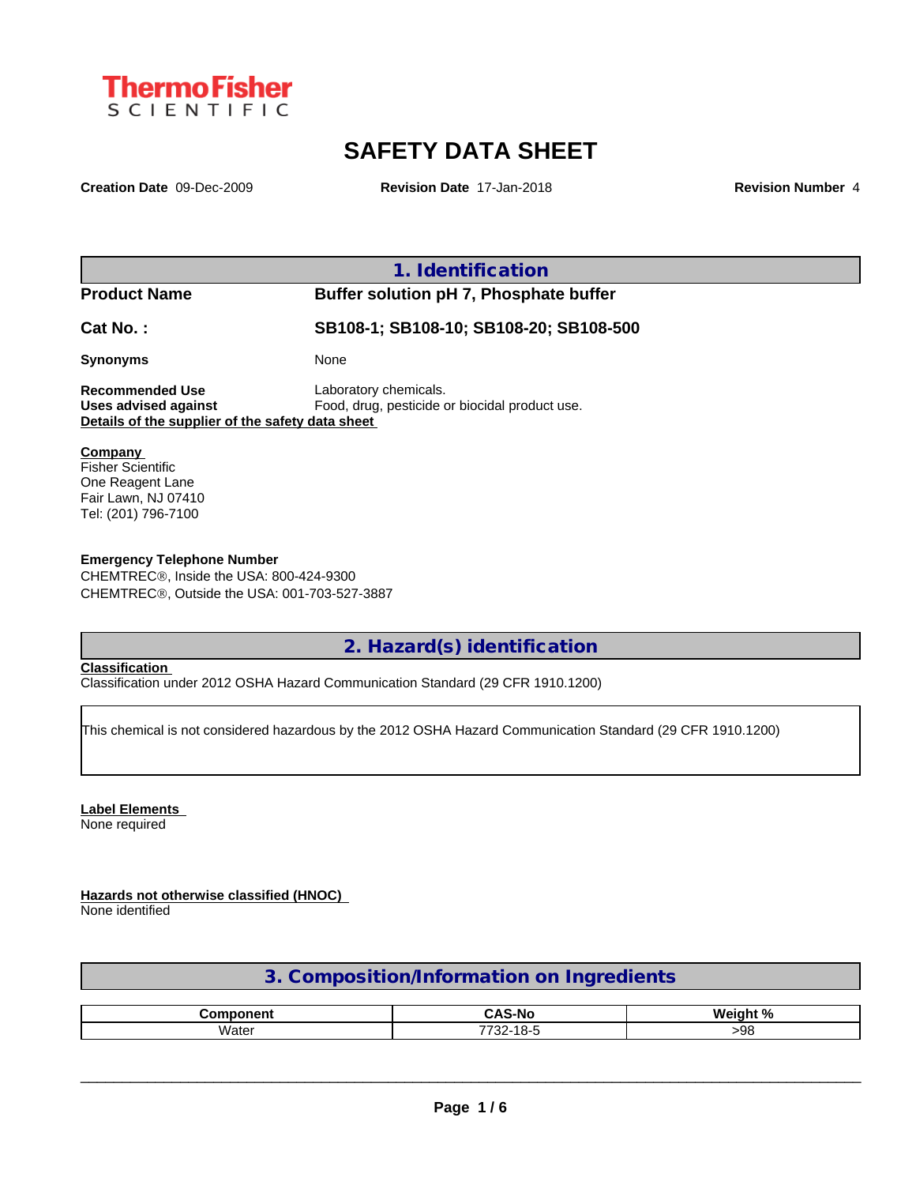ThermoFisher SCIENTIFIC

# SAFETY DATA SHEET

**Creation Date** 09-Dec-2009 **Revision Date** 17-Jan-2018 **Revision Number** 4

## 1. Identification

**Product Name** **Buffer solution pH 7, Phosphate buffer**

**Cat No. :** **SB108-1; SB108-10; SB108-20; SB108-500**

**Synonyms** None

**Recommended Use** Laboratory chemicals.
**Uses advised against** Food, drug, pesticide or biocidal product use.
**Details of the supplier of the safety data sheet**

**Company**
Fisher Scientific
One Reagent Lane
Fair Lawn, NJ 07410
Tel: (201) 796-7100

**Emergency Telephone Number**
CHEMTREC®, Inside the USA: 800-424-9300
CHEMTREC®, Outside the USA: 001-703-527-3887

## 2. Hazard(s) identification

**Classification**
Classification under 2012 OSHA Hazard Communication Standard (29 CFR 1910.1200)

This chemical is not considered hazardous by the 2012 OSHA Hazard Communication Standard (29 CFR 1910.1200)

**Label Elements**
None required

**Hazards not otherwise classified (HNOC)**
None identified

## 3. Composition/Information on Ingredients

| Component | CAS-No | Weight % |
|---|---|---|
| Water | 7732-18-5 | >98 |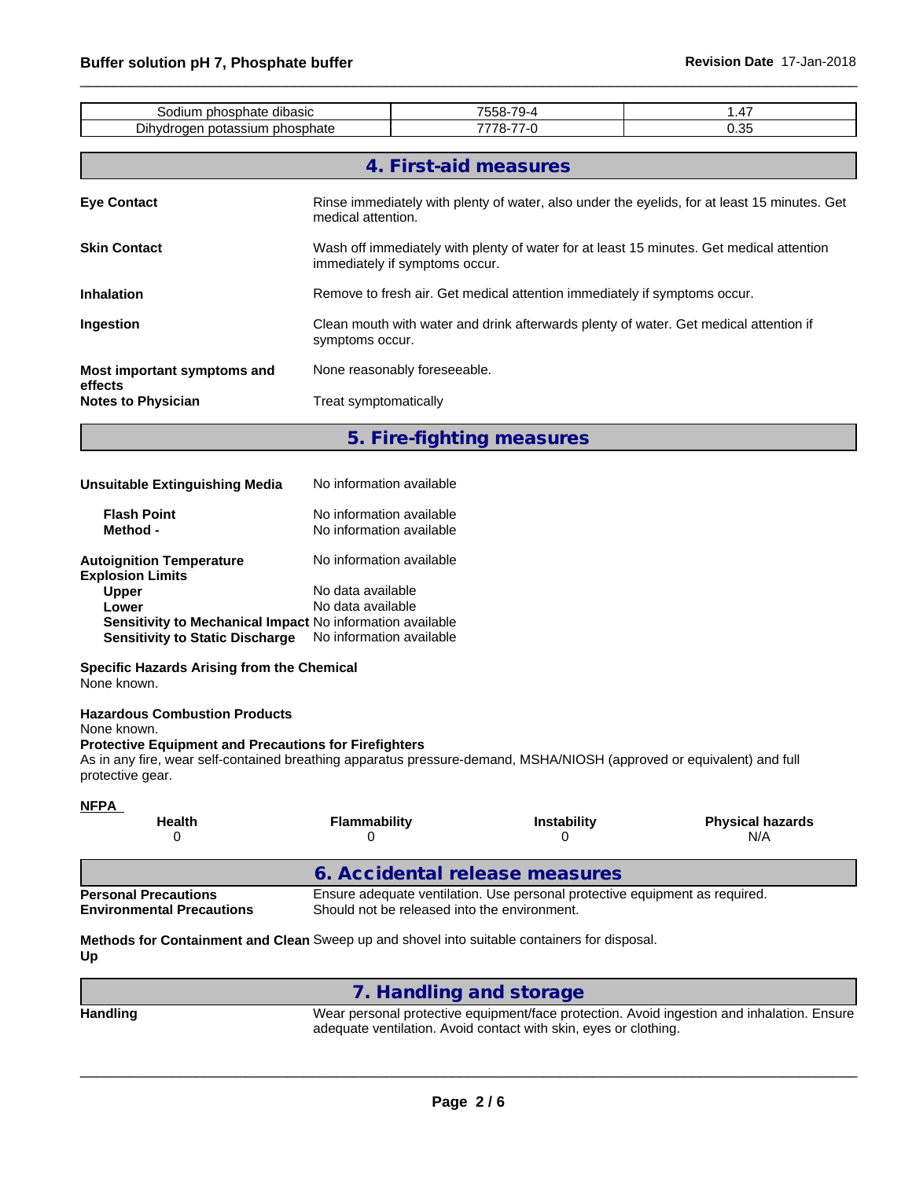| | | |
|---|---|---|
| Sodium phosphate dibasic | 7558-79-4 | 1.47 |
| Dihydrogen potassium phosphate | 7778-77-0 | 0.35 |

## 4. First-aid measures

**Eye Contact**
Rinse immediately with plenty of water, also under the eyelids, for at least 15 minutes. Get medical attention.

**Skin Contact**
Wash off immediately with plenty of water for at least 15 minutes. Get medical attention immediately if symptoms occur.

**Inhalation**
Remove to fresh air. Get medical attention immediately if symptoms occur.

**Ingestion**
Clean mouth with water and drink afterwards plenty of water. Get medical attention if symptoms occur.

**Most important symptoms and effects**
None reasonably foreseeable.

**Notes to Physician**
Treat symptomatically

## 5. Fire-fighting measures

**Unsuitable Extinguishing Media**
No information available

**Flash Point** No information available
**Method -** No information available

**Autoignition Temperature** No information available
**Explosion Limits**
**Upper** No data available
**Lower** No data available
**Sensitivity to Mechanical Impact** No information available
**Sensitivity to Static Discharge** No information available

**Specific Hazards Arising from the Chemical**
None known.

**Hazardous Combustion Products**
None known.

**Protective Equipment and Precautions for Firefighters**
As in any fire, wear self-contained breathing apparatus pressure-demand, MSHA/NIOSH (approved or equivalent) and full protective gear.

**NFPA**

| Health | Flammability | Instability | Physical hazards |
|---|---|---|---|
| 0 | 0 | 0 | N/A |

## 6. Accidental release measures

**Personal Precautions**
Ensure adequate ventilation. Use personal protective equipment as required.

**Environmental Precautions**
Should not be released into the environment.

**Methods for Containment and Clean Up**
Sweep up and shovel into suitable containers for disposal.

## 7. Handling and storage

**Handling**
Wear personal protective equipment/face protection. Avoid ingestion and inhalation. Ensure adequate ventilation. Avoid contact with skin, eyes or clothing.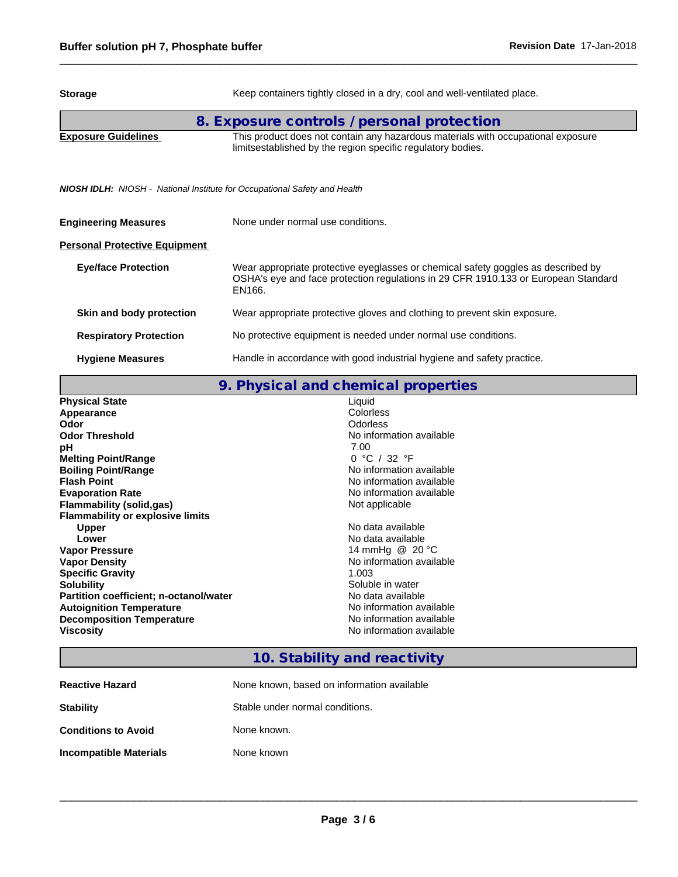| | |
|---|---|
| **Storage** | Keep containers tightly closed in a dry, cool and well-ventilated place. |

## 8. Exposure controls / personal protection

| | |
|---|---|
| **Exposure Guidelines** | This product does not contain any hazardous materials with occupational exposure limitsestablished by the region specific regulatory bodies. |

***NIOSH IDLH:*** *NIOSH - National Institute for Occupational Safety and Health*

| | |
|---|---|
| **Engineering Measures** | None under normal use conditions. |

**Personal Protective Equipment**

| | |
|---|---|
| **Eye/face Protection** | Wear appropriate protective eyeglasses or chemical safety goggles as described by OSHA's eye and face protection regulations in 29 CFR 1910.133 or European Standard EN166. |
| **Skin and body protection** | Wear appropriate protective gloves and clothing to prevent skin exposure. |
| **Respiratory Protection** | No protective equipment is needed under normal use conditions. |
| **Hygiene Measures** | Handle in accordance with good industrial hygiene and safety practice. |

## 9. Physical and chemical properties

| | |
|---|---|
| **Physical State** | Liquid |
| **Appearance** | Colorless |
| **Odor** | Odorless |
| **Odor Threshold** | No information available |
| **pH** | 7.00 |
| **Melting Point/Range** | 0 °C / 32 °F |
| **Boiling Point/Range** | No information available |
| **Flash Point** | No information available |
| **Evaporation Rate** | No information available |
| **Flammability (solid,gas)** | Not applicable |
| **Flammability or explosive limits** | |
| **Upper** | No data available |
| **Lower** | No data available |
| **Vapor Pressure** | 14 mmHg @ 20 °C |
| **Vapor Density** | No information available |
| **Specific Gravity** | 1.003 |
| **Solubility** | Soluble in water |
| **Partition coefficient; n-octanol/water** | No data available |
| **Autoignition Temperature** | No information available |
| **Decomposition Temperature** | No information available |
| **Viscosity** | No information available |

## 10. Stability and reactivity

| | |
|---|---|
| **Reactive Hazard** | None known, based on information available |
| **Stability** | Stable under normal conditions. |
| **Conditions to Avoid** | None known. |
| **Incompatible Materials** | None known |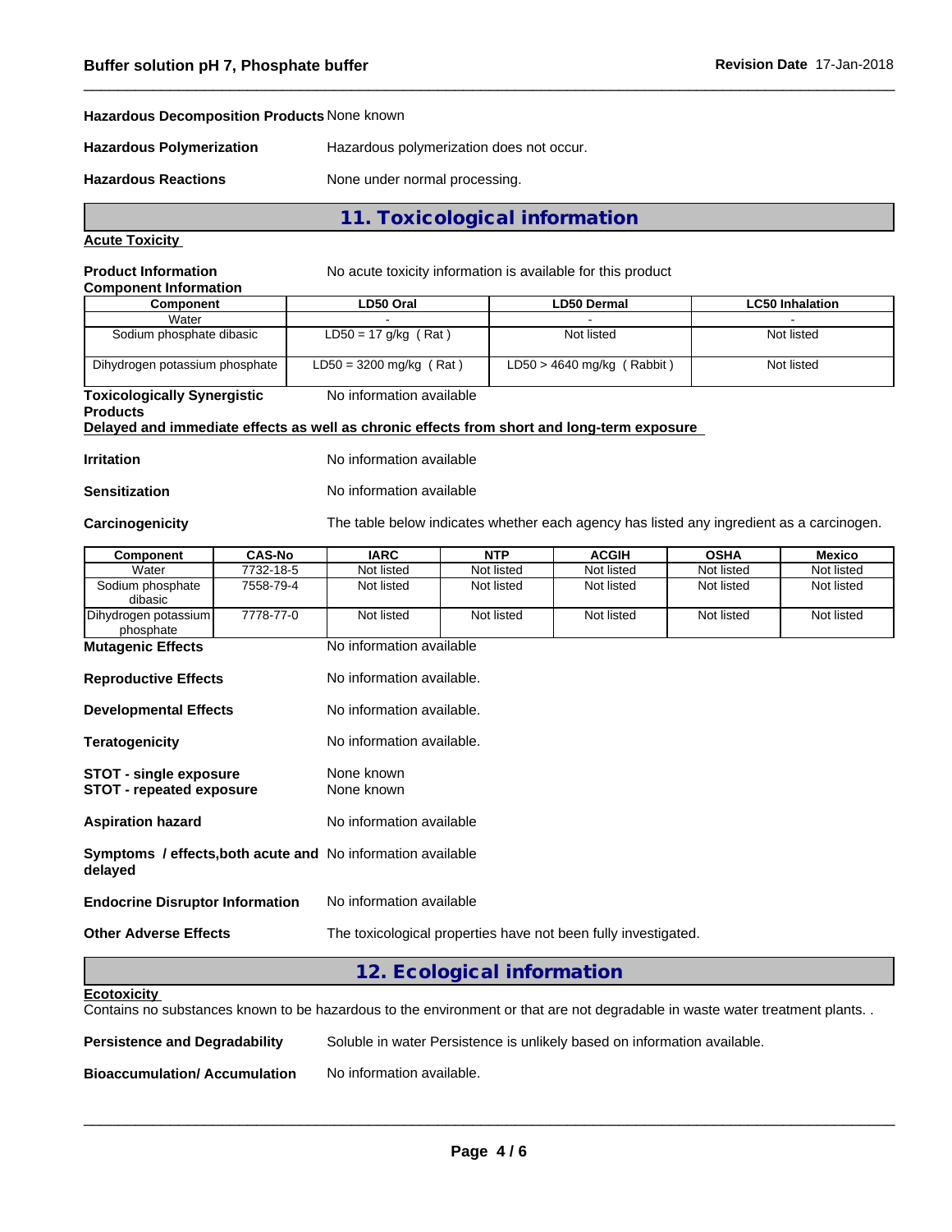**Hazardous Decomposition Products** None known

**Hazardous Polymerization** Hazardous polymerization does not occur.

**Hazardous Reactions** None under normal processing.

## 11. Toxicological information

**Acute Toxicity**

**Product Information** No acute toxicity information is available for this product

**Component Information**

| Component | LD50 Oral | LD50 Dermal | LC50 Inhalation |
|---|---|---|---|
| Water | - | - | - |
| Sodium phosphate dibasic | LD50 = 17 g/kg ( Rat ) | Not listed | Not listed |
| Dihydrogen potassium phosphate | LD50 = 3200 mg/kg ( Rat ) | LD50 > 4640 mg/kg ( Rabbit ) | Not listed |

**Toxicologically Synergistic Products** No information available

**Delayed and immediate effects as well as chronic effects from short and long-term exposure**

**Irritation** No information available

**Sensitization** No information available

**Carcinogenicity** The table below indicates whether each agency has listed any ingredient as a carcinogen.

| Component | CAS-No | IARC | NTP | ACGIH | OSHA | Mexico |
|---|---|---|---|---|---|---|
| Water | 7732-18-5 | Not listed | Not listed | Not listed | Not listed | Not listed |
| Sodium phosphate dibasic | 7558-79-4 | Not listed | Not listed | Not listed | Not listed | Not listed |
| Dihydrogen potassium phosphate | 7778-77-0 | Not listed | Not listed | Not listed | Not listed | Not listed |

**Mutagenic Effects** No information available

**Reproductive Effects** No information available.

**Developmental Effects** No information available.

**Teratogenicity** No information available.

**STOT - single exposure** None known
**STOT - repeated exposure** None known

**Aspiration hazard** No information available

**Symptoms / effects,both acute and delayed** No information available

**Endocrine Disruptor Information** No information available

**Other Adverse Effects** The toxicological properties have not been fully investigated.

## 12. Ecological information

**Ecotoxicity**

Contains no substances known to be hazardous to the environment or that are not degradable in waste water treatment plants. .

**Persistence and Degradability** Soluble in water Persistence is unlikely based on information available.

**Bioaccumulation/ Accumulation** No information available.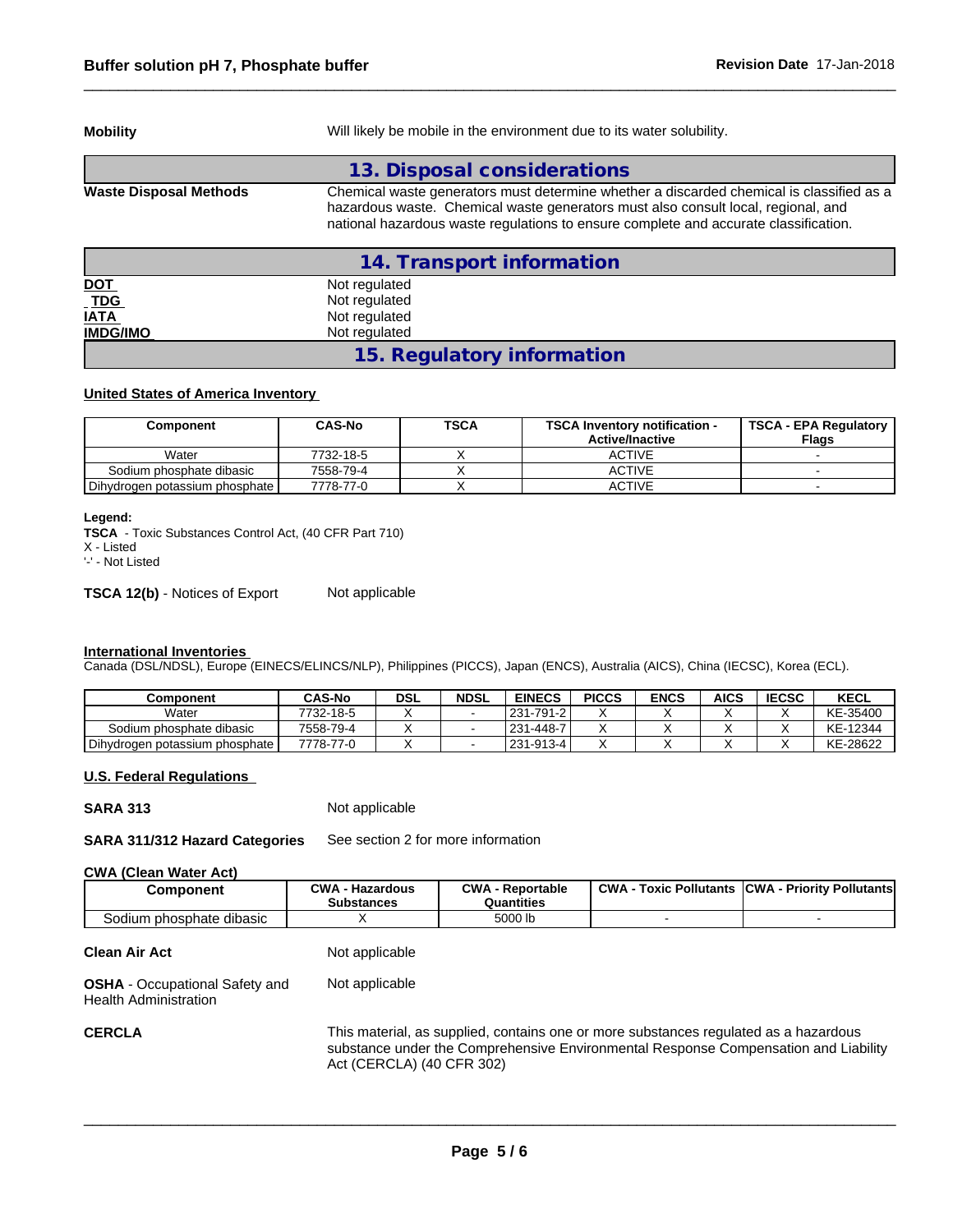**Mobility** Will likely be mobile in the environment due to its water solubility.

## 13. Disposal considerations

**Waste Disposal Methods** Chemical waste generators must determine whether a discarded chemical is classified as a hazardous waste. Chemical waste generators must also consult local, regional, and national hazardous waste regulations to ensure complete and accurate classification.

## 14. Transport information

**DOT** Not regulated
**TDG** Not regulated
**IATA** Not regulated
**IMDG/IMO** Not regulated

## 15. Regulatory information

### United States of America Inventory

| Component | CAS-No | TSCA | TSCA Inventory notification - Active/Inactive | TSCA - EPA Regulatory Flags |
|---|---|---|---|---|
| Water | 7732-18-5 | X | ACTIVE | - |
| Sodium phosphate dibasic | 7558-79-4 | X | ACTIVE | - |
| Dihydrogen potassium phosphate | 7778-77-0 | X | ACTIVE | - |

**Legend:**
**TSCA** - Toxic Substances Control Act, (40 CFR Part 710)
X - Listed
'-' - Not Listed

**TSCA 12(b)** - Notices of Export Not applicable

### International Inventories

Canada (DSL/NDSL), Europe (EINECS/ELINCS/NLP), Philippines (PICCS), Japan (ENCS), Australia (AICS), China (IECSC), Korea (ECL).

| Component | CAS-No | DSL | NDSL | EINECS | PICCS | ENCS | AICS | IECSC | KECL |
|---|---|---|---|---|---|---|---|---|---|
| Water | 7732-18-5 | X | - | 231-791-2 | X | X | X | X | KE-35400 |
| Sodium phosphate dibasic | 7558-79-4 | X | - | 231-448-7 | X | X | X | X | KE-12344 |
| Dihydrogen potassium phosphate | 7778-77-0 | X | - | 231-913-4 | X | X | X | X | KE-28622 |

### U.S. Federal Regulations

**SARA 313** Not applicable

**SARA 311/312 Hazard Categories** See section 2 for more information

**CWA (Clean Water Act)**

| Component | CWA - Hazardous Substances | CWA - Reportable Quantities | CWA - Toxic Pollutants | CWA - Priority Pollutants |
|---|---|---|---|---|
| Sodium phosphate dibasic | X | 5000 lb | - | - |

**Clean Air Act** Not applicable

**OSHA** - Occupational Safety and Health Administration Not applicable

**CERCLA** This material, as supplied, contains one or more substances regulated as a hazardous substance under the Comprehensive Environmental Response Compensation and Liability Act (CERCLA) (40 CFR 302)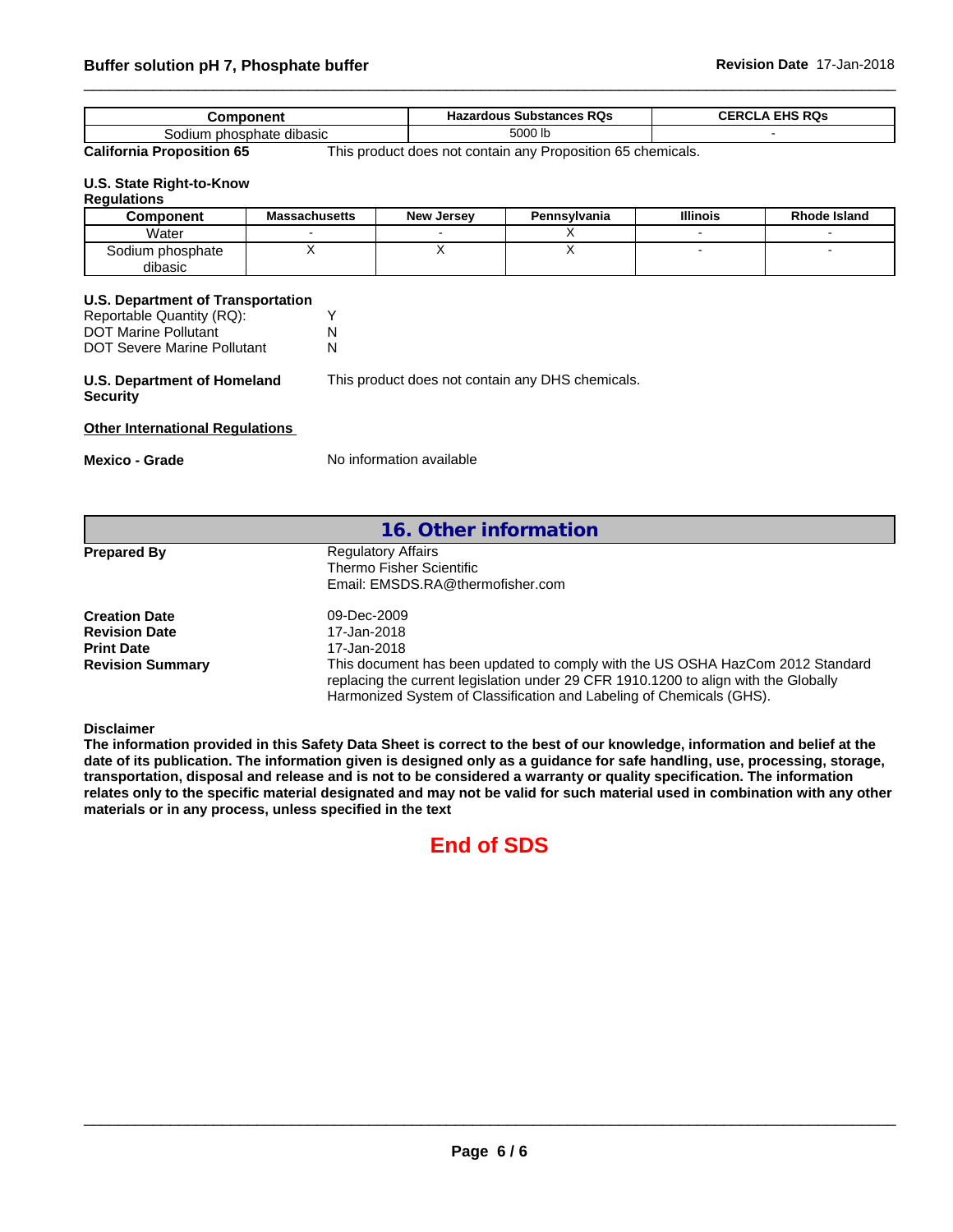| Component | Hazardous Substances RQs | CERCLA EHS RQs |
|---|---|---|
| Sodium phosphate dibasic | 5000 lb | - |

**California Proposition 65** This product does not contain any Proposition 65 chemicals.

**U.S. State Right-to-Know Regulations**

| Component | Massachusetts | New Jersey | Pennsylvania | Illinois | Rhode Island |
|---|---|---|---|---|---|
| Water | - | - | X | - | - |
| Sodium phosphate dibasic | X | X | X | - | - |

**U.S. Department of Transportation**

Reportable Quantity (RQ): Y
DOT Marine Pollutant N
DOT Severe Marine Pollutant N

**U.S. Department of Homeland Security** This product does not contain any DHS chemicals.

**Other International Regulations**

**Mexico - Grade** No information available

## 16. Other information

**Prepared By** Regulatory Affairs
Thermo Fisher Scientific
Email: EMSDS.RA@thermofisher.com

**Creation Date** 09-Dec-2009
**Revision Date** 17-Jan-2018
**Print Date** 17-Jan-2018
**Revision Summary** This document has been updated to comply with the US OSHA HazCom 2012 Standard replacing the current legislation under 29 CFR 1910.1200 to align with the Globally Harmonized System of Classification and Labeling of Chemicals (GHS).

**Disclaimer**

**The information provided in this Safety Data Sheet is correct to the best of our knowledge, information and belief at the date of its publication. The information given is designed only as a guidance for safe handling, use, processing, storage, transportation, disposal and release and is not to be considered a warranty or quality specification. The information relates only to the specific material designated and may not be valid for such material used in combination with any other materials or in any process, unless specified in the text**

**End of SDS**